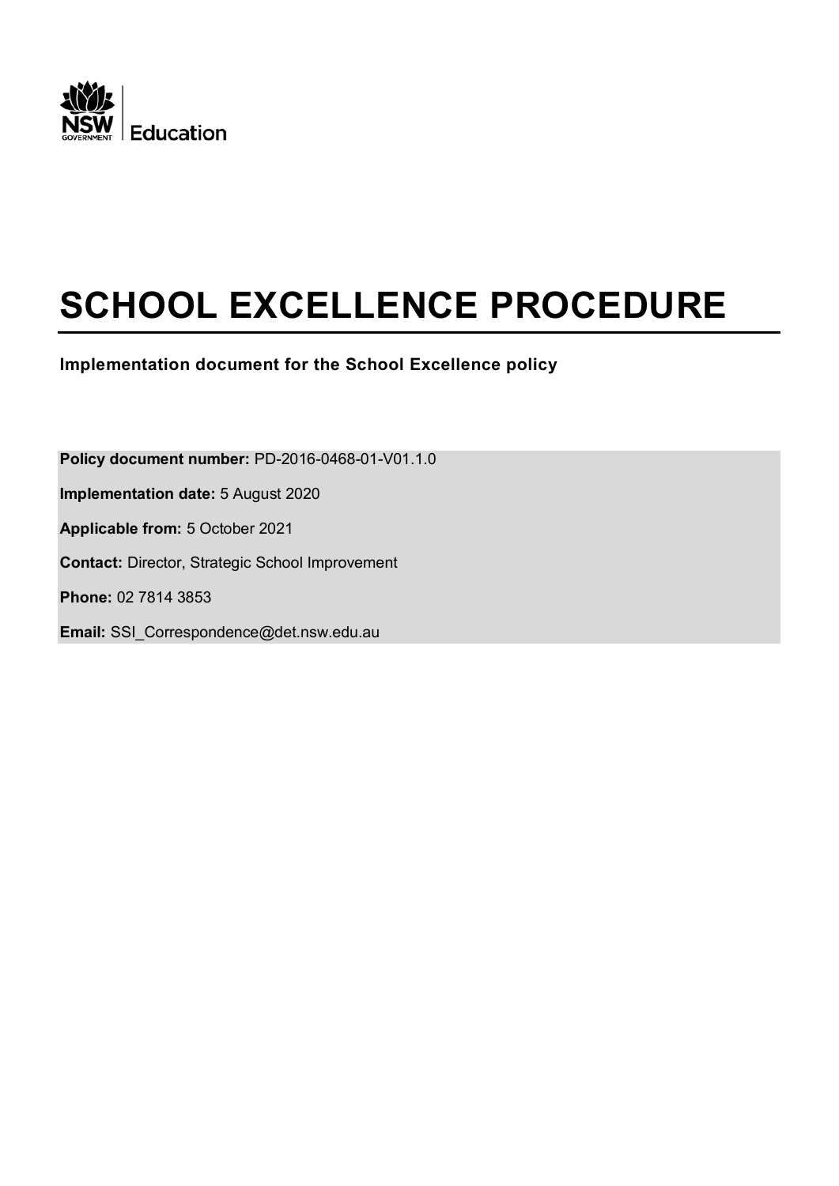NSW GOVERNMENT | Education

# SCHOOL EXCELLENCE PROCEDURE

**Implementation document for the School Excellence policy**

**Policy document number:** PD-2016-0468-01-V01.1.0

**Implementation date:** 5 August 2020

**Applicable from:** 5 October 2021

**Contact:** Director, Strategic School Improvement

**Phone:** 02 7814 3853

**Email:** SSI_Correspondence@det.nsw.edu.au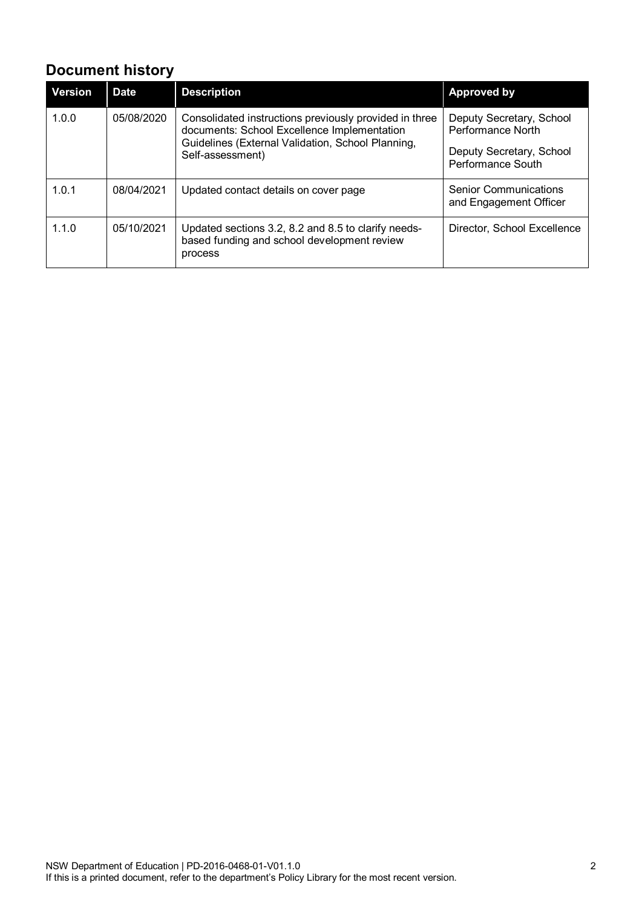## Document history

| Version | Date | Description | Approved by |
| --- | --- | --- | --- |
| 1.0.0 | 05/08/2020 | Consolidated instructions previously provided in three documents: School Excellence Implementation Guidelines (External Validation, School Planning, Self-assessment) | Deputy Secretary, School Performance North<br>Deputy Secretary, School Performance South |
| 1.0.1 | 08/04/2021 | Updated contact details on cover page | Senior Communications and Engagement Officer |
| 1.1.0 | 05/10/2021 | Updated sections 3.2, 8.2 and 8.5 to clarify needs-based funding and school development review process | Director, School Excellence |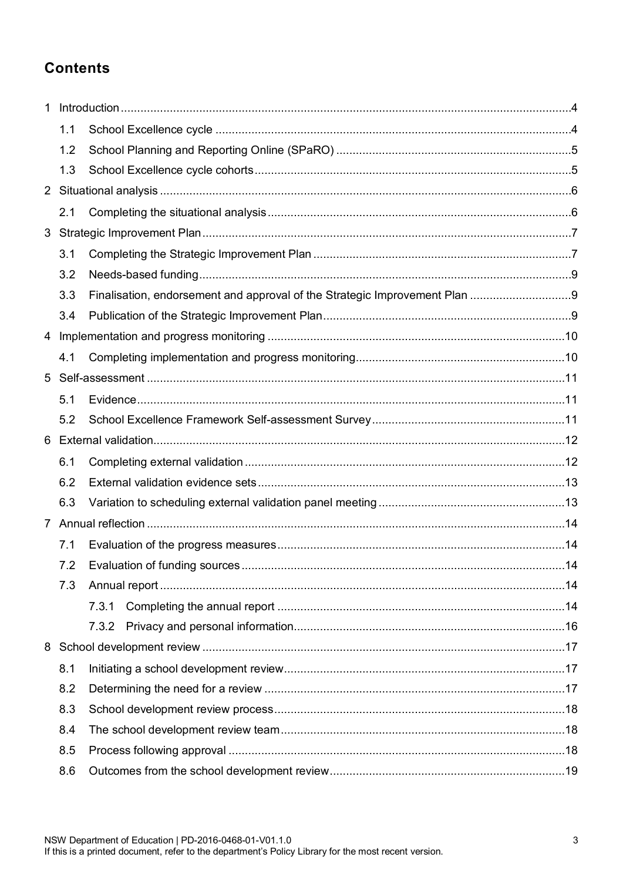## Contents

1 Introduction ....... 4
   1.1 School Excellence cycle ....... 4
   1.2 School Planning and Reporting Online (SPaRO) ....... 5
   1.3 School Excellence cycle cohorts ....... 5
2 Situational analysis ....... 6
   2.1 Completing the situational analysis ....... 6
3 Strategic Improvement Plan ....... 7
   3.1 Completing the Strategic Improvement Plan ....... 7
   3.2 Needs-based funding ....... 9
   3.3 Finalisation, endorsement and approval of the Strategic Improvement Plan ....... 9
   3.4 Publication of the Strategic Improvement Plan ....... 9
4 Implementation and progress monitoring ....... 10
   4.1 Completing implementation and progress monitoring ....... 10
5 Self-assessment ....... 11
   5.1 Evidence ....... 11
   5.2 School Excellence Framework Self-assessment Survey ....... 11
6 External validation ....... 12
   6.1 Completing external validation ....... 12
   6.2 External validation evidence sets ....... 13
   6.3 Variation to scheduling external validation panel meeting ....... 13
7 Annual reflection ....... 14
   7.1 Evaluation of the progress measures ....... 14
   7.2 Evaluation of funding sources ....... 14
   7.3 Annual report ....... 14
      7.3.1 Completing the annual report ....... 14
      7.3.2 Privacy and personal information ....... 16
8 School development review ....... 17
   8.1 Initiating a school development review ....... 17
   8.2 Determining the need for a review ....... 17
   8.3 School development review process ....... 18
   8.4 The school development review team ....... 18
   8.5 Process following approval ....... 18
   8.6 Outcomes from the school development review ....... 19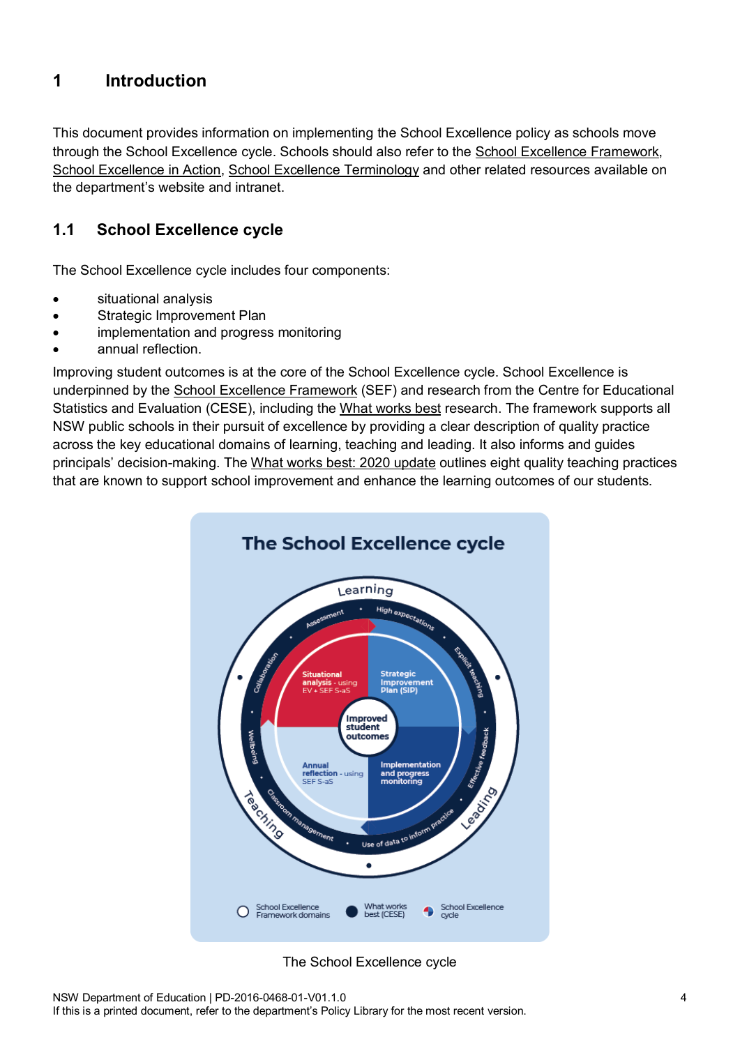# 1 Introduction

This document provides information on implementing the School Excellence policy as schools move through the School Excellence cycle. Schools should also refer to the School Excellence Framework, School Excellence in Action, School Excellence Terminology and other related resources available on the department's website and intranet.

## 1.1 School Excellence cycle

The School Excellence cycle includes four components:

- situational analysis
- Strategic Improvement Plan
- implementation and progress monitoring
- annual reflection.

Improving student outcomes is at the core of the School Excellence cycle. School Excellence is underpinned by the School Excellence Framework (SEF) and research from the Centre for Educational Statistics and Evaluation (CESE), including the What works best research. The framework supports all NSW public schools in their pursuit of excellence by providing a clear description of quality practice across the key educational domains of learning, teaching and leading. It also informs and guides principals' decision-making. The What works best: 2020 update outlines eight quality teaching practices that are known to support school improvement and enhance the learning outcomes of our students.

The School Excellence cycle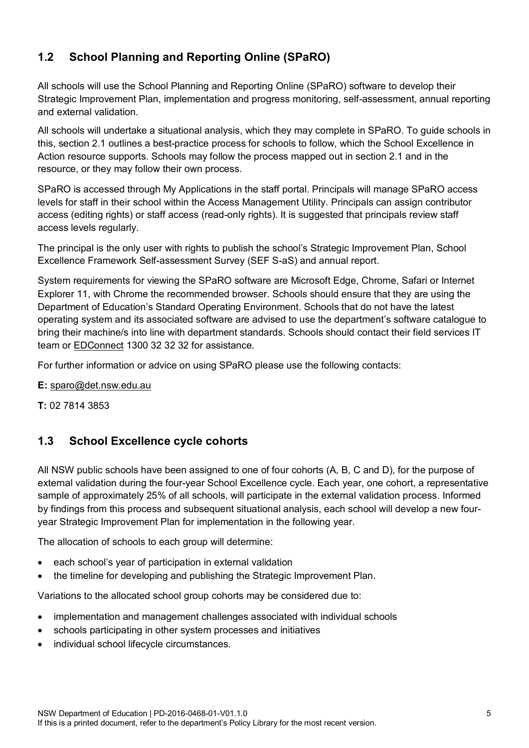## 1.2 School Planning and Reporting Online (SPaRO)

All schools will use the School Planning and Reporting Online (SPaRO) software to develop their Strategic Improvement Plan, implementation and progress monitoring, self-assessment, annual reporting and external validation.

All schools will undertake a situational analysis, which they may complete in SPaRO. To guide schools in this, section 2.1 outlines a best-practice process for schools to follow, which the School Excellence in Action resource supports. Schools may follow the process mapped out in section 2.1 and in the resource, or they may follow their own process.

SPaRO is accessed through My Applications in the staff portal. Principals will manage SPaRO access levels for staff in their school within the Access Management Utility. Principals can assign contributor access (editing rights) or staff access (read-only rights). It is suggested that principals review staff access levels regularly.

The principal is the only user with rights to publish the school's Strategic Improvement Plan, School Excellence Framework Self-assessment Survey (SEF S-aS) and annual report.

System requirements for viewing the SPaRO software are Microsoft Edge, Chrome, Safari or Internet Explorer 11, with Chrome the recommended browser. Schools should ensure that they are using the Department of Education's Standard Operating Environment. Schools that do not have the latest operating system and its associated software are advised to use the department's software catalogue to bring their machine/s into line with department standards. Schools should contact their field services IT team or EDConnect 1300 32 32 32 for assistance.

For further information or advice on using SPaRO please use the following contacts:

**E:** sparo@det.nsw.edu.au

**T:** 02 7814 3853

## 1.3 School Excellence cycle cohorts

All NSW public schools have been assigned to one of four cohorts (A, B, C and D), for the purpose of external validation during the four-year School Excellence cycle. Each year, one cohort, a representative sample of approximately 25% of all schools, will participate in the external validation process. Informed by findings from this process and subsequent situational analysis, each school will develop a new four-year Strategic Improvement Plan for implementation in the following year.

The allocation of schools to each group will determine:

- each school's year of participation in external validation
- the timeline for developing and publishing the Strategic Improvement Plan.

Variations to the allocated school group cohorts may be considered due to:

- implementation and management challenges associated with individual schools
- schools participating in other system processes and initiatives
- individual school lifecycle circumstances.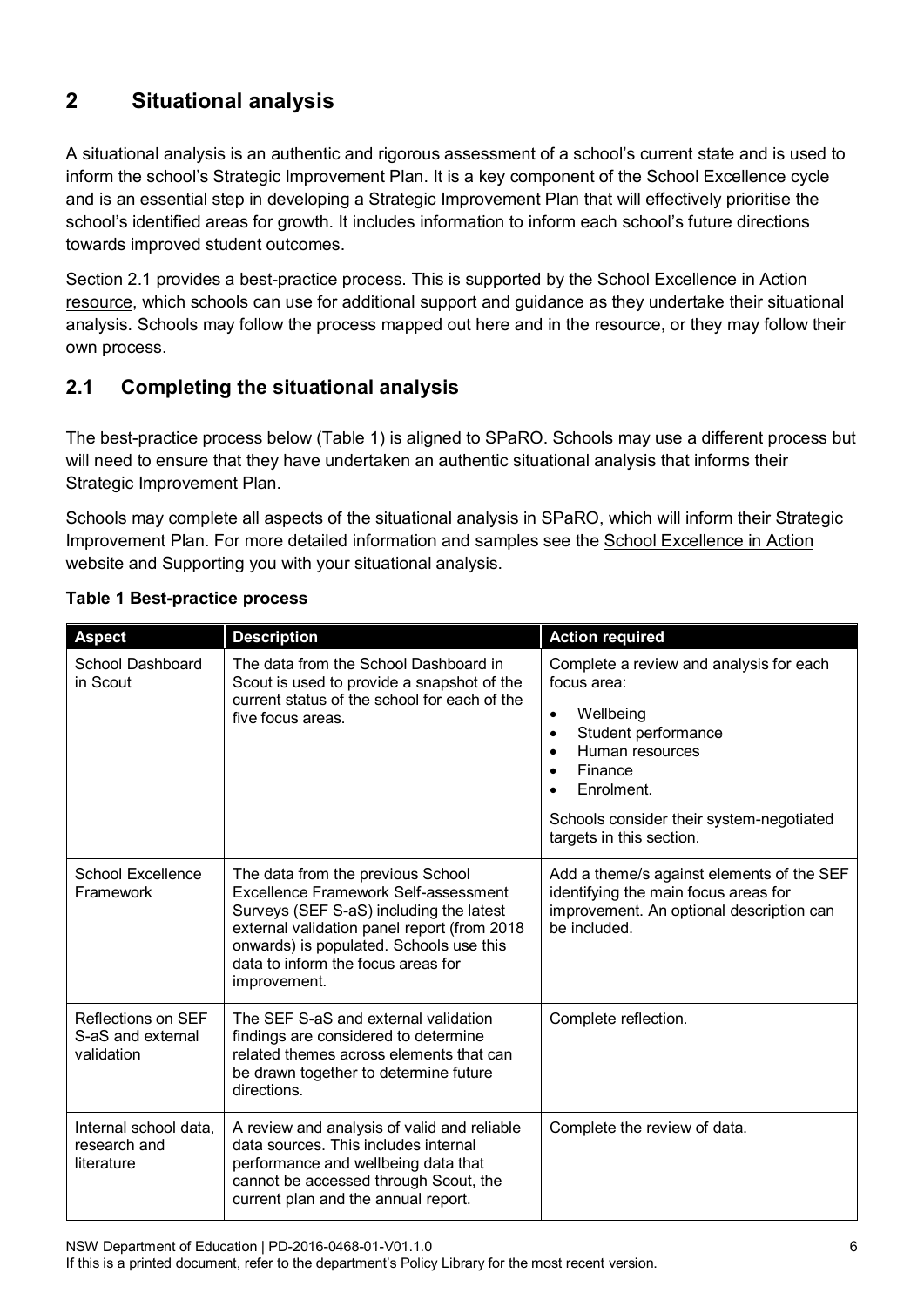## 2 Situational analysis

A situational analysis is an authentic and rigorous assessment of a school's current state and is used to inform the school's Strategic Improvement Plan. It is a key component of the School Excellence cycle and is an essential step in developing a Strategic Improvement Plan that will effectively prioritise the school's identified areas for growth. It includes information to inform each school's future directions towards improved student outcomes.

Section 2.1 provides a best-practice process. This is supported by the School Excellence in Action resource, which schools can use for additional support and guidance as they undertake their situational analysis. Schools may follow the process mapped out here and in the resource, or they may follow their own process.

### 2.1 Completing the situational analysis

The best-practice process below (Table 1) is aligned to SPaRO. Schools may use a different process but will need to ensure that they have undertaken an authentic situational analysis that informs their Strategic Improvement Plan.

Schools may complete all aspects of the situational analysis in SPaRO, which will inform their Strategic Improvement Plan. For more detailed information and samples see the School Excellence in Action website and Supporting you with your situational analysis.

**Table 1 Best-practice process**

| Aspect | Description | Action required |
|---|---|---|
| School Dashboard in Scout | The data from the School Dashboard in Scout is used to provide a snapshot of the current status of the school for each of the five focus areas. | Complete a review and analysis for each focus area:<br>• Wellbeing<br>• Student performance<br>• Human resources<br>• Finance<br>• Enrolment.<br><br>Schools consider their system-negotiated targets in this section. |
| School Excellence Framework | The data from the previous School Excellence Framework Self-assessment Surveys (SEF S-aS) including the latest external validation panel report (from 2018 onwards) is populated. Schools use this data to inform the focus areas for improvement. | Add a theme/s against elements of the SEF identifying the main focus areas for improvement. An optional description can be included. |
| Reflections on SEF S-aS and external validation | The SEF S-aS and external validation findings are considered to determine related themes across elements that can be drawn together to determine future directions. | Complete reflection. |
| Internal school data, research and literature | A review and analysis of valid and reliable data sources. This includes internal performance and wellbeing data that cannot be accessed through Scout, the current plan and the annual report. | Complete the review of data. |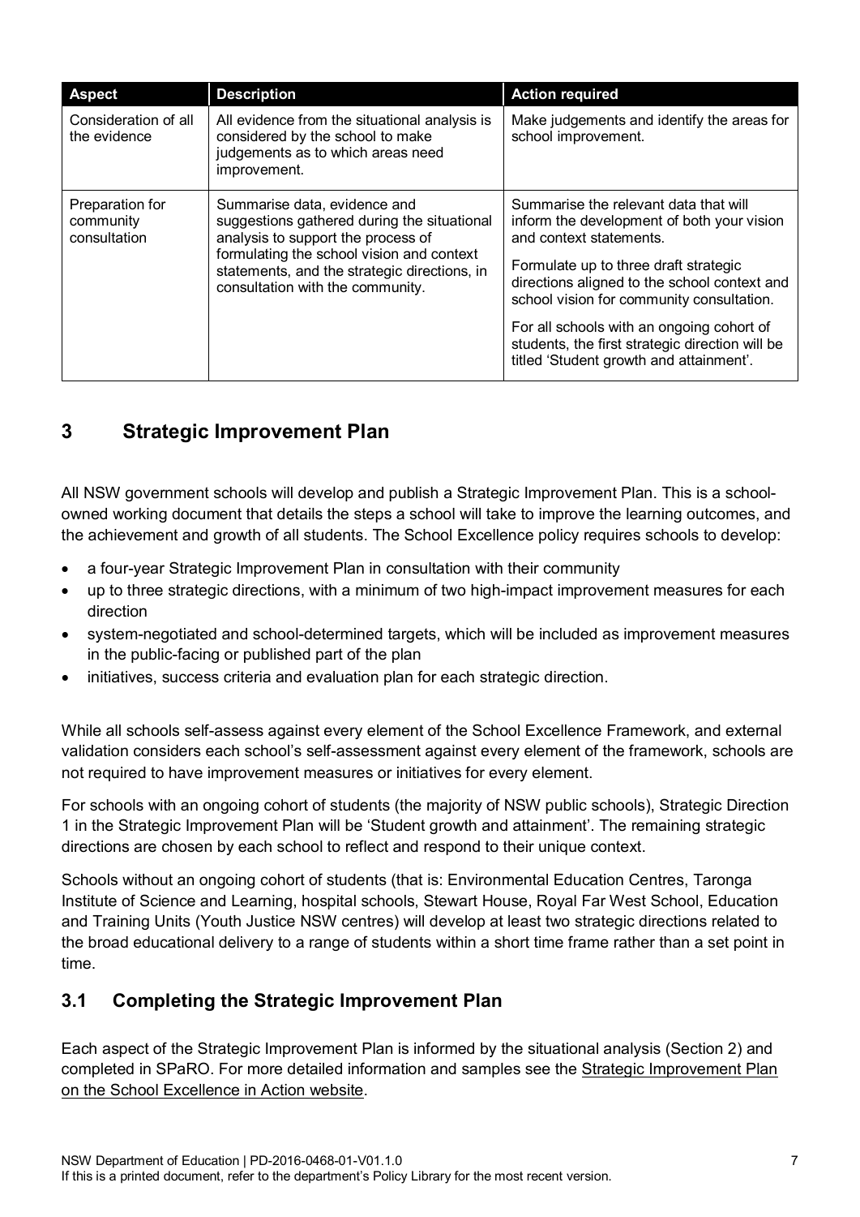| Aspect | Description | Action required |
| --- | --- | --- |
| Consideration of all the evidence | All evidence from the situational analysis is considered by the school to make judgements as to which areas need improvement. | Make judgements and identify the areas for school improvement. |
| Preparation for community consultation | Summarise data, evidence and suggestions gathered during the situational analysis to support the process of formulating the school vision and context statements, and the strategic directions, in consultation with the community. | Summarise the relevant data that will inform the development of both your vision and context statements.<br><br>Formulate up to three draft strategic directions aligned to the school context and school vision for community consultation.<br><br>For all schools with an ongoing cohort of students, the first strategic direction will be titled 'Student growth and attainment'. |

## 3 Strategic Improvement Plan

All NSW government schools will develop and publish a Strategic Improvement Plan. This is a school-owned working document that details the steps a school will take to improve the learning outcomes, and the achievement and growth of all students. The School Excellence policy requires schools to develop:

- a four-year Strategic Improvement Plan in consultation with their community
- up to three strategic directions, with a minimum of two high-impact improvement measures for each direction
- system-negotiated and school-determined targets, which will be included as improvement measures in the public-facing or published part of the plan
- initiatives, success criteria and evaluation plan for each strategic direction.

While all schools self-assess against every element of the School Excellence Framework, and external validation considers each school's self-assessment against every element of the framework, schools are not required to have improvement measures or initiatives for every element.

For schools with an ongoing cohort of students (the majority of NSW public schools), Strategic Direction 1 in the Strategic Improvement Plan will be 'Student growth and attainment'. The remaining strategic directions are chosen by each school to reflect and respond to their unique context.

Schools without an ongoing cohort of students (that is: Environmental Education Centres, Taronga Institute of Science and Learning, hospital schools, Stewart House, Royal Far West School, Education and Training Units (Youth Justice NSW centres) will develop at least two strategic directions related to the broad educational delivery to a range of students within a short time frame rather than a set point in time.

### 3.1 Completing the Strategic Improvement Plan

Each aspect of the Strategic Improvement Plan is informed by the situational analysis (Section 2) and completed in SPaRO. For more detailed information and samples see the Strategic Improvement Plan on the School Excellence in Action website.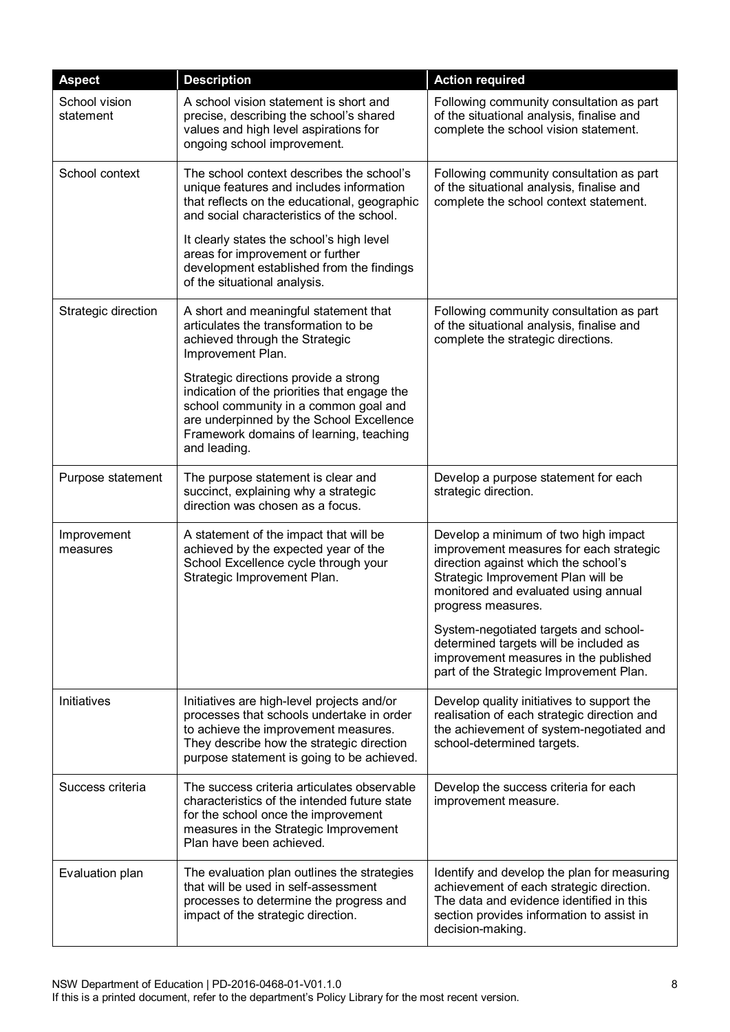| Aspect | Description | Action required |
|---|---|---|
| School vision statement | A school vision statement is short and precise, describing the school's shared values and high level aspirations for ongoing school improvement. | Following community consultation as part of the situational analysis, finalise and complete the school vision statement. |
| School context | The school context describes the school's unique features and includes information that reflects on the educational, geographic and social characteristics of the school.<br><br>It clearly states the school's high level areas for improvement or further development established from the findings of the situational analysis. | Following community consultation as part of the situational analysis, finalise and complete the school context statement. |
| Strategic direction | A short and meaningful statement that articulates the transformation to be achieved through the Strategic Improvement Plan.<br><br>Strategic directions provide a strong indication of the priorities that engage the school community in a common goal and are underpinned by the School Excellence Framework domains of learning, teaching and leading. | Following community consultation as part of the situational analysis, finalise and complete the strategic directions. |
| Purpose statement | The purpose statement is clear and succinct, explaining why a strategic direction was chosen as a focus. | Develop a purpose statement for each strategic direction. |
| Improvement measures | A statement of the impact that will be achieved by the expected year of the School Excellence cycle through your Strategic Improvement Plan. | Develop a minimum of two high impact improvement measures for each strategic direction against which the school's Strategic Improvement Plan will be monitored and evaluated using annual progress measures.<br><br>System-negotiated targets and school-determined targets will be included as improvement measures in the published part of the Strategic Improvement Plan. |
| Initiatives | Initiatives are high-level projects and/or processes that schools undertake in order to achieve the improvement measures. They describe how the strategic direction purpose statement is going to be achieved. | Develop quality initiatives to support the realisation of each strategic direction and the achievement of system-negotiated and school-determined targets. |
| Success criteria | The success criteria articulates observable characteristics of the intended future state for the school once the improvement measures in the Strategic Improvement Plan have been achieved. | Develop the success criteria for each improvement measure. |
| Evaluation plan | The evaluation plan outlines the strategies that will be used in self-assessment processes to determine the progress and impact of the strategic direction. | Identify and develop the plan for measuring achievement of each strategic direction. The data and evidence identified in this section provides information to assist in decision-making. |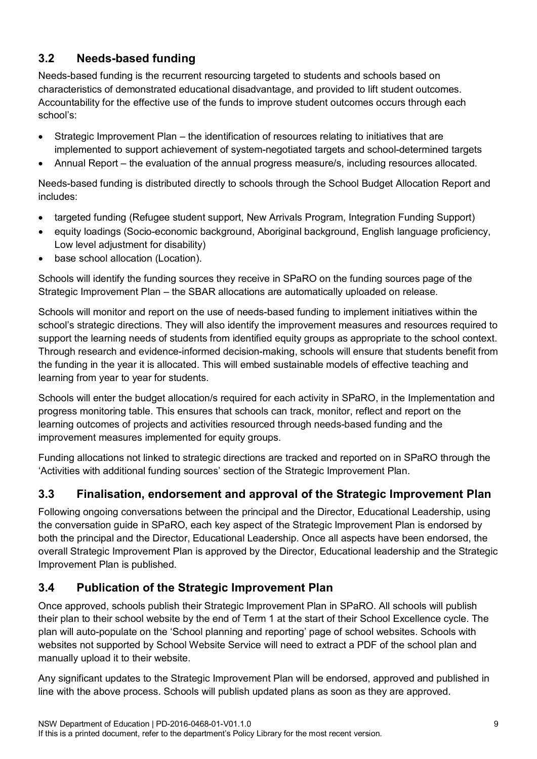## 3.2 Needs-based funding

Needs-based funding is the recurrent resourcing targeted to students and schools based on characteristics of demonstrated educational disadvantage, and provided to lift student outcomes. Accountability for the effective use of the funds to improve student outcomes occurs through each school's:

- Strategic Improvement Plan – the identification of resources relating to initiatives that are implemented to support achievement of system-negotiated targets and school-determined targets
- Annual Report – the evaluation of the annual progress measure/s, including resources allocated.

Needs-based funding is distributed directly to schools through the School Budget Allocation Report and includes:

- targeted funding (Refugee student support, New Arrivals Program, Integration Funding Support)
- equity loadings (Socio-economic background, Aboriginal background, English language proficiency, Low level adjustment for disability)
- base school allocation (Location).

Schools will identify the funding sources they receive in SPaRO on the funding sources page of the Strategic Improvement Plan – the SBAR allocations are automatically uploaded on release.

Schools will monitor and report on the use of needs-based funding to implement initiatives within the school's strategic directions. They will also identify the improvement measures and resources required to support the learning needs of students from identified equity groups as appropriate to the school context. Through research and evidence-informed decision-making, schools will ensure that students benefit from the funding in the year it is allocated. This will embed sustainable models of effective teaching and learning from year to year for students.

Schools will enter the budget allocation/s required for each activity in SPaRO, in the Implementation and progress monitoring table. This ensures that schools can track, monitor, reflect and report on the learning outcomes of projects and activities resourced through needs-based funding and the improvement measures implemented for equity groups.

Funding allocations not linked to strategic directions are tracked and reported on in SPaRO through the 'Activities with additional funding sources' section of the Strategic Improvement Plan.

## 3.3 Finalisation, endorsement and approval of the Strategic Improvement Plan

Following ongoing conversations between the principal and the Director, Educational Leadership, using the conversation guide in SPaRO, each key aspect of the Strategic Improvement Plan is endorsed by both the principal and the Director, Educational Leadership. Once all aspects have been endorsed, the overall Strategic Improvement Plan is approved by the Director, Educational leadership and the Strategic Improvement Plan is published.

## 3.4 Publication of the Strategic Improvement Plan

Once approved, schools publish their Strategic Improvement Plan in SPaRO. All schools will publish their plan to their school website by the end of Term 1 at the start of their School Excellence cycle. The plan will auto-populate on the 'School planning and reporting' page of school websites. Schools with websites not supported by School Website Service will need to extract a PDF of the school plan and manually upload it to their website.

Any significant updates to the Strategic Improvement Plan will be endorsed, approved and published in line with the above process. Schools will publish updated plans as soon as they are approved.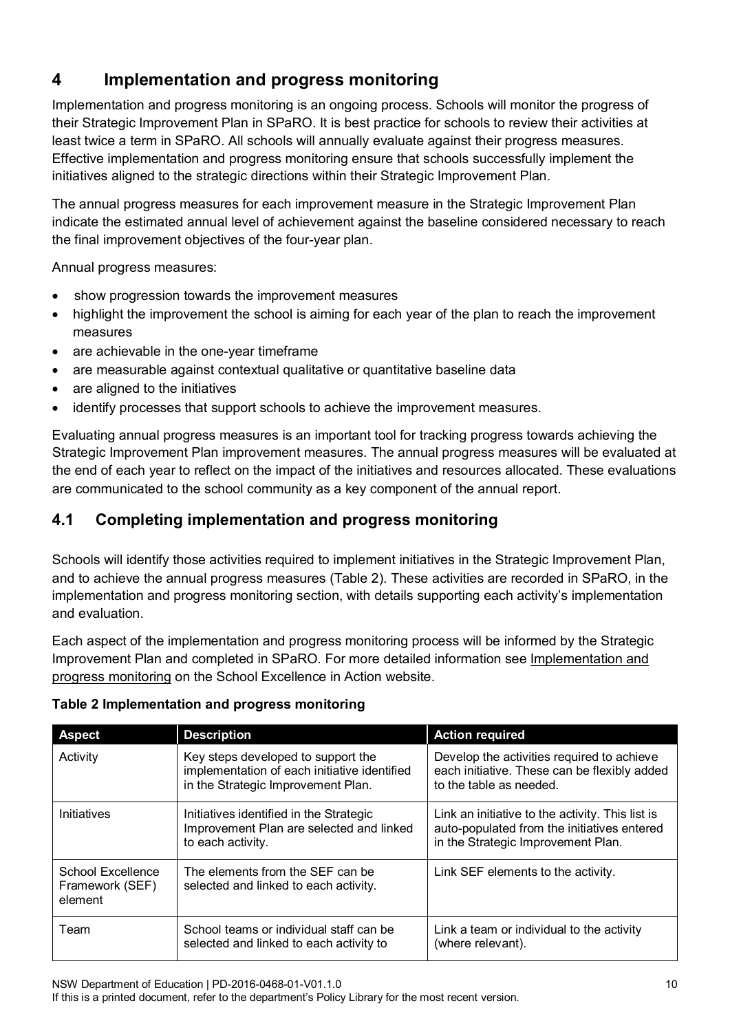## 4 Implementation and progress monitoring

Implementation and progress monitoring is an ongoing process. Schools will monitor the progress of their Strategic Improvement Plan in SPaRO. It is best practice for schools to review their activities at least twice a term in SPaRO. All schools will annually evaluate against their progress measures. Effective implementation and progress monitoring ensure that schools successfully implement the initiatives aligned to the strategic directions within their Strategic Improvement Plan.

The annual progress measures for each improvement measure in the Strategic Improvement Plan indicate the estimated annual level of achievement against the baseline considered necessary to reach the final improvement objectives of the four-year plan.

Annual progress measures:

- show progression towards the improvement measures
- highlight the improvement the school is aiming for each year of the plan to reach the improvement measures
- are achievable in the one-year timeframe
- are measurable against contextual qualitative or quantitative baseline data
- are aligned to the initiatives
- identify processes that support schools to achieve the improvement measures.

Evaluating annual progress measures is an important tool for tracking progress towards achieving the Strategic Improvement Plan improvement measures. The annual progress measures will be evaluated at the end of each year to reflect on the impact of the initiatives and resources allocated. These evaluations are communicated to the school community as a key component of the annual report.

### 4.1 Completing implementation and progress monitoring

Schools will identify those activities required to implement initiatives in the Strategic Improvement Plan, and to achieve the annual progress measures (Table 2). These activities are recorded in SPaRO, in the implementation and progress monitoring section, with details supporting each activity's implementation and evaluation.

Each aspect of the implementation and progress monitoring process will be informed by the Strategic Improvement Plan and completed in SPaRO. For more detailed information see Implementation and progress monitoring on the School Excellence in Action website.

**Table 2 Implementation and progress monitoring**

| Aspect | Description | Action required |
| --- | --- | --- |
| Activity | Key steps developed to support the implementation of each initiative identified in the Strategic Improvement Plan. | Develop the activities required to achieve each initiative. These can be flexibly added to the table as needed. |
| Initiatives | Initiatives identified in the Strategic Improvement Plan are selected and linked to each activity. | Link an initiative to the activity. This list is auto-populated from the initiatives entered in the Strategic Improvement Plan. |
| School Excellence Framework (SEF) element | The elements from the SEF can be selected and linked to each activity. | Link SEF elements to the activity. |
| Team | School teams or individual staff can be selected and linked to each activity to | Link a team or individual to the activity (where relevant). |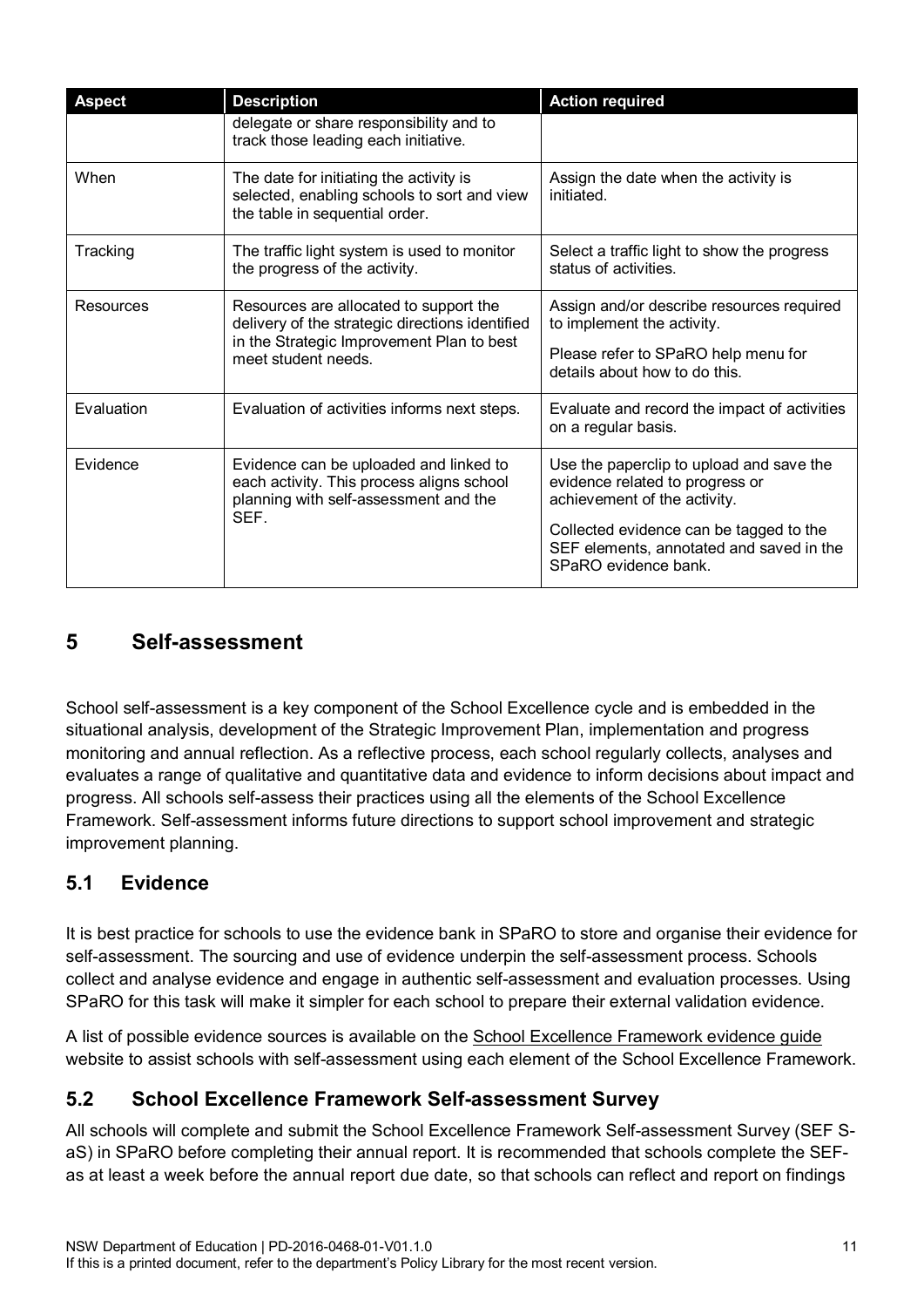| Aspect | Description | Action required |
| --- | --- | --- |
| | delegate or share responsibility and to track those leading each initiative. | |
| When | The date for initiating the activity is selected, enabling schools to sort and view the table in sequential order. | Assign the date when the activity is initiated. |
| Tracking | The traffic light system is used to monitor the progress of the activity. | Select a traffic light to show the progress status of activities. |
| Resources | Resources are allocated to support the delivery of the strategic directions identified in the Strategic Improvement Plan to best meet student needs. | Assign and/or describe resources required to implement the activity.<br><br>Please refer to SPaRO help menu for details about how to do this. |
| Evaluation | Evaluation of activities informs next steps. | Evaluate and record the impact of activities on a regular basis. |
| Evidence | Evidence can be uploaded and linked to each activity. This process aligns school planning with self-assessment and the SEF. | Use the paperclip to upload and save the evidence related to progress or achievement of the activity.<br><br>Collected evidence can be tagged to the SEF elements, annotated and saved in the SPaRO evidence bank. |

# 5 Self-assessment

School self-assessment is a key component of the School Excellence cycle and is embedded in the situational analysis, development of the Strategic Improvement Plan, implementation and progress monitoring and annual reflection. As a reflective process, each school regularly collects, analyses and evaluates a range of qualitative and quantitative data and evidence to inform decisions about impact and progress. All schools self-assess their practices using all the elements of the School Excellence Framework. Self-assessment informs future directions to support school improvement and strategic improvement planning.

## 5.1 Evidence

It is best practice for schools to use the evidence bank in SPaRO to store and organise their evidence for self-assessment. The sourcing and use of evidence underpin the self-assessment process. Schools collect and analyse evidence and engage in authentic self-assessment and evaluation processes. Using SPaRO for this task will make it simpler for each school to prepare their external validation evidence.

A list of possible evidence sources is available on the School Excellence Framework evidence guide website to assist schools with self-assessment using each element of the School Excellence Framework.

## 5.2 School Excellence Framework Self-assessment Survey

All schools will complete and submit the School Excellence Framework Self-assessment Survey (SEF S-aS) in SPaRO before completing their annual report. It is recommended that schools complete the SEF-as at least a week before the annual report due date, so that schools can reflect and report on findings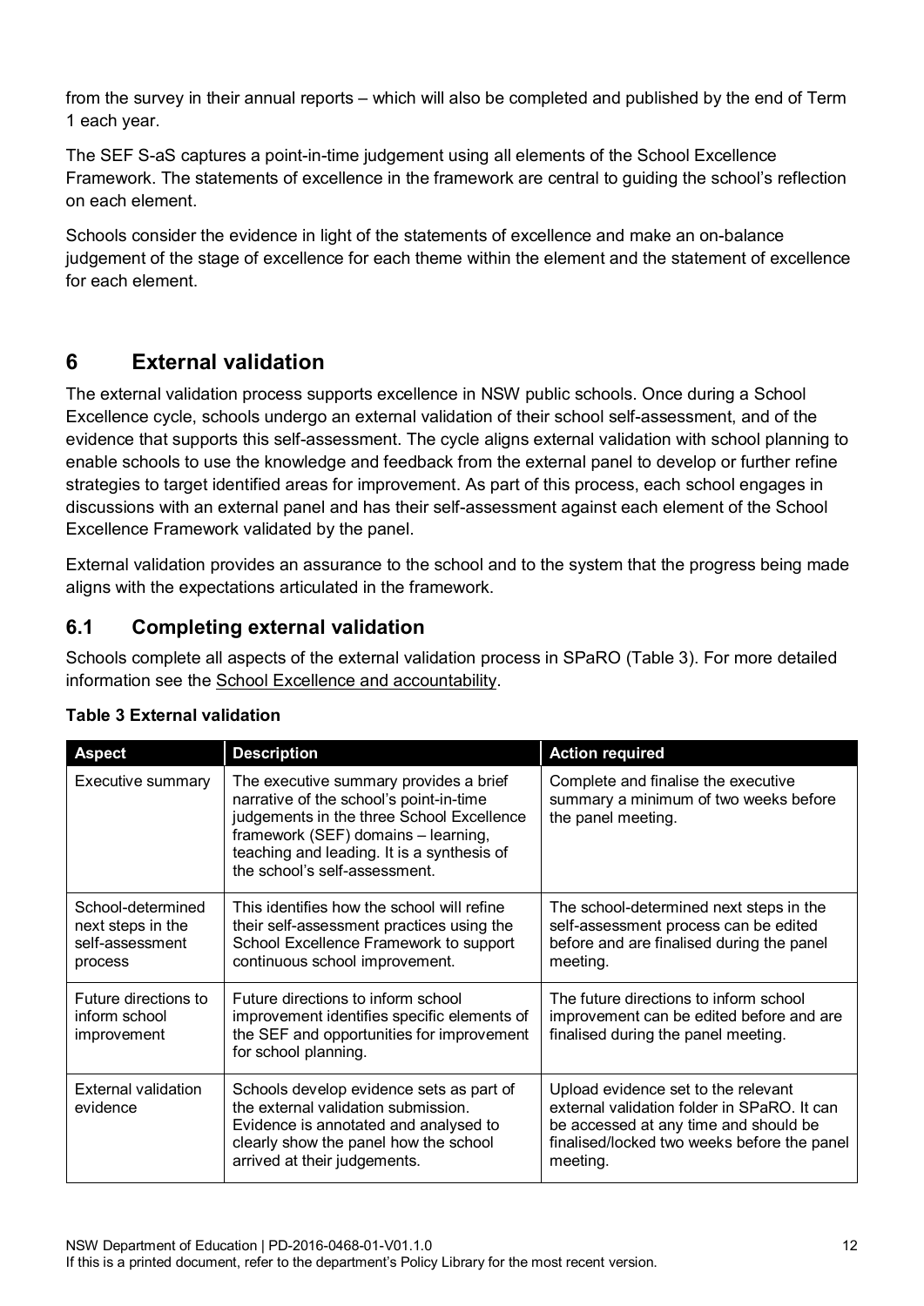from the survey in their annual reports – which will also be completed and published by the end of Term 1 each year.

The SEF S-aS captures a point-in-time judgement using all elements of the School Excellence Framework. The statements of excellence in the framework are central to guiding the school's reflection on each element.

Schools consider the evidence in light of the statements of excellence and make an on-balance judgement of the stage of excellence for each theme within the element and the statement of excellence for each element.

## 6 External validation

The external validation process supports excellence in NSW public schools. Once during a School Excellence cycle, schools undergo an external validation of their school self-assessment, and of the evidence that supports this self-assessment. The cycle aligns external validation with school planning to enable schools to use the knowledge and feedback from the external panel to develop or further refine strategies to target identified areas for improvement. As part of this process, each school engages in discussions with an external panel and has their self-assessment against each element of the School Excellence Framework validated by the panel.

External validation provides an assurance to the school and to the system that the progress being made aligns with the expectations articulated in the framework.

### 6.1 Completing external validation

Schools complete all aspects of the external validation process in SPaRO (Table 3). For more detailed information see the School Excellence and accountability.

**Table 3 External validation**

| Aspect | Description | Action required |
|---|---|---|
| Executive summary | The executive summary provides a brief narrative of the school's point-in-time judgements in the three School Excellence framework (SEF) domains – learning, teaching and leading. It is a synthesis of the school's self-assessment. | Complete and finalise the executive summary a minimum of two weeks before the panel meeting. |
| School-determined next steps in the self-assessment process | This identifies how the school will refine their self-assessment practices using the School Excellence Framework to support continuous school improvement. | The school-determined next steps in the self-assessment process can be edited before and are finalised during the panel meeting. |
| Future directions to inform school improvement | Future directions to inform school improvement identifies specific elements of the SEF and opportunities for improvement for school planning. | The future directions to inform school improvement can be edited before and are finalised during the panel meeting. |
| External validation evidence | Schools develop evidence sets as part of the external validation submission. Evidence is annotated and analysed to clearly show the panel how the school arrived at their judgements. | Upload evidence set to the relevant external validation folder in SPaRO. It can be accessed at any time and should be finalised/locked two weeks before the panel meeting. |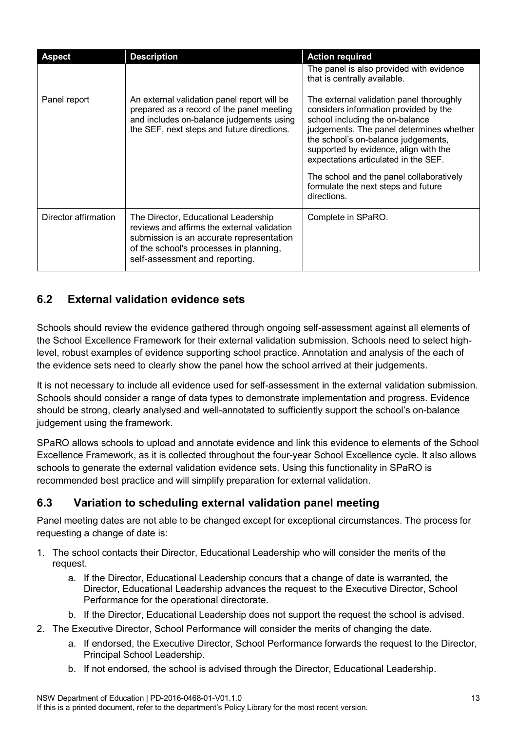| Aspect | Description | Action required |
| --- | --- | --- |
| | | The panel is also provided with evidence that is centrally available. |
| Panel report | An external validation panel report will be prepared as a record of the panel meeting and includes on-balance judgements using the SEF, next steps and future directions. | The external validation panel thoroughly considers information provided by the school including the on-balance judgements. The panel determines whether the school's on-balance judgements, supported by evidence, align with the expectations articulated in the SEF.<br><br>The school and the panel collaboratively formulate the next steps and future directions. |
| Director affirmation | The Director, Educational Leadership reviews and affirms the external validation submission is an accurate representation of the school's processes in planning, self-assessment and reporting. | Complete in SPaRO. |

## 6.2 External validation evidence sets

Schools should review the evidence gathered through ongoing self-assessment against all elements of the School Excellence Framework for their external validation submission. Schools need to select high-level, robust examples of evidence supporting school practice. Annotation and analysis of the each of the evidence sets need to clearly show the panel how the school arrived at their judgements.

It is not necessary to include all evidence used for self-assessment in the external validation submission. Schools should consider a range of data types to demonstrate implementation and progress. Evidence should be strong, clearly analysed and well-annotated to sufficiently support the school's on-balance judgement using the framework.

SPaRO allows schools to upload and annotate evidence and link this evidence to elements of the School Excellence Framework, as it is collected throughout the four-year School Excellence cycle. It also allows schools to generate the external validation evidence sets. Using this functionality in SPaRO is recommended best practice and will simplify preparation for external validation.

## 6.3 Variation to scheduling external validation panel meeting

Panel meeting dates are not able to be changed except for exceptional circumstances. The process for requesting a change of date is:

1. The school contacts their Director, Educational Leadership who will consider the merits of the request.
    a. If the Director, Educational Leadership concurs that a change of date is warranted, the Director, Educational Leadership advances the request to the Executive Director, School Performance for the operational directorate.
    b. If the Director, Educational Leadership does not support the request the school is advised.
2. The Executive Director, School Performance will consider the merits of changing the date.
    a. If endorsed, the Executive Director, School Performance forwards the request to the Director, Principal School Leadership.
    b. If not endorsed, the school is advised through the Director, Educational Leadership.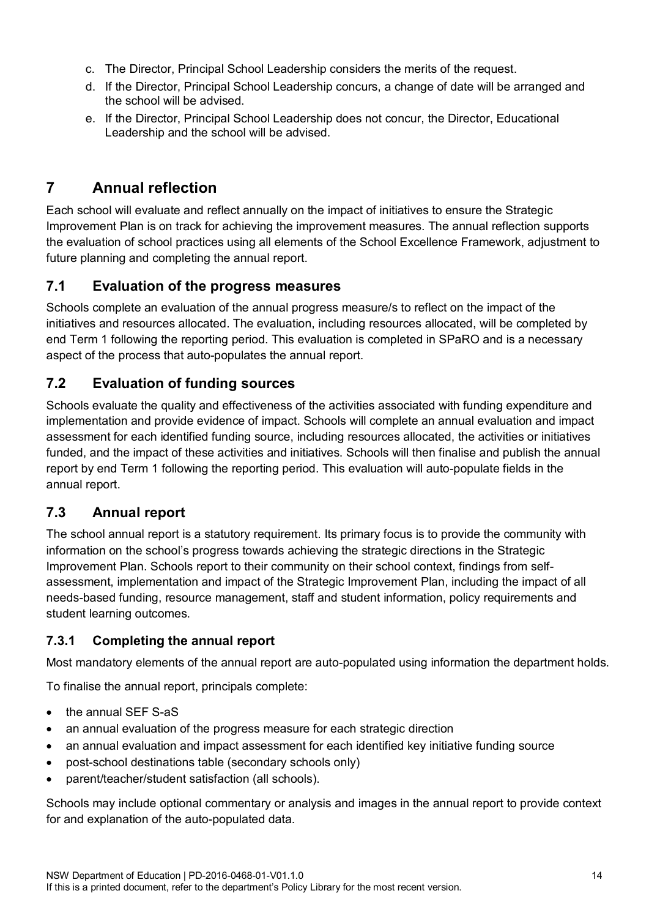c. The Director, Principal School Leadership considers the merits of the request.
d. If the Director, Principal School Leadership concurs, a change of date will be arranged and the school will be advised.
e. If the Director, Principal School Leadership does not concur, the Director, Educational Leadership and the school will be advised.

# 7 Annual reflection

Each school will evaluate and reflect annually on the impact of initiatives to ensure the Strategic Improvement Plan is on track for achieving the improvement measures. The annual reflection supports the evaluation of school practices using all elements of the School Excellence Framework, adjustment to future planning and completing the annual report.

## 7.1 Evaluation of the progress measures

Schools complete an evaluation of the annual progress measure/s to reflect on the impact of the initiatives and resources allocated. The evaluation, including resources allocated, will be completed by end Term 1 following the reporting period. This evaluation is completed in SPaRO and is a necessary aspect of the process that auto-populates the annual report.

## 7.2 Evaluation of funding sources

Schools evaluate the quality and effectiveness of the activities associated with funding expenditure and implementation and provide evidence of impact. Schools will complete an annual evaluation and impact assessment for each identified funding source, including resources allocated, the activities or initiatives funded, and the impact of these activities and initiatives. Schools will then finalise and publish the annual report by end Term 1 following the reporting period. This evaluation will auto-populate fields in the annual report.

## 7.3 Annual report

The school annual report is a statutory requirement. Its primary focus is to provide the community with information on the school's progress towards achieving the strategic directions in the Strategic Improvement Plan. Schools report to their community on their school context, findings from self-assessment, implementation and impact of the Strategic Improvement Plan, including the impact of all needs-based funding, resource management, staff and student information, policy requirements and student learning outcomes.

### 7.3.1 Completing the annual report

Most mandatory elements of the annual report are auto-populated using information the department holds.

To finalise the annual report, principals complete:

- the annual SEF S-aS
- an annual evaluation of the progress measure for each strategic direction
- an annual evaluation and impact assessment for each identified key initiative funding source
- post-school destinations table (secondary schools only)
- parent/teacher/student satisfaction (all schools).

Schools may include optional commentary or analysis and images in the annual report to provide context for and explanation of the auto-populated data.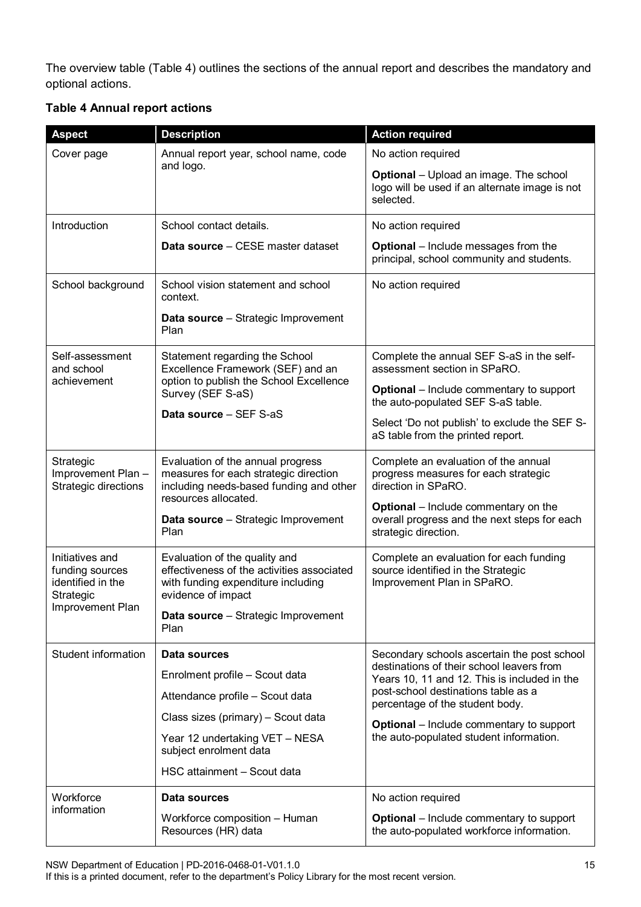The overview table (Table 4) outlines the sections of the annual report and describes the mandatory and optional actions.

**Table 4 Annual report actions**

| Aspect | Description | Action required |
| --- | --- | --- |
| Cover page | Annual report year, school name, code and logo. | No action required<br><br>**Optional** – Upload an image. The school logo will be used if an alternate image is not selected. |
| Introduction | School contact details.<br><br>**Data source** – CESE master dataset | No action required<br><br>**Optional** – Include messages from the principal, school community and students. |
| School background | School vision statement and school context.<br><br>**Data source** – Strategic Improvement Plan | No action required |
| Self-assessment and school achievement | Statement regarding the School Excellence Framework (SEF) and an option to publish the School Excellence Survey (SEF S-aS)<br><br>**Data source** – SEF S-aS | Complete the annual SEF S-aS in the self-assessment section in SPaRO.<br><br>**Optional** – Include commentary to support the auto-populated SEF S-aS table.<br><br>Select 'Do not publish' to exclude the SEF S-aS table from the printed report. |
| Strategic Improvement Plan – Strategic directions | Evaluation of the annual progress measures for each strategic direction including needs-based funding and other resources allocated.<br><br>**Data source** – Strategic Improvement Plan | Complete an evaluation of the annual progress measures for each strategic direction in SPaRO.<br><br>**Optional** – Include commentary on the overall progress and the next steps for each strategic direction. |
| Initiatives and funding sources identified in the Strategic Improvement Plan | Evaluation of the quality and effectiveness of the activities associated with funding expenditure including evidence of impact<br><br>**Data source** – Strategic Improvement Plan | Complete an evaluation for each funding source identified in the Strategic Improvement Plan in SPaRO. |
| Student information | **Data sources**<br><br>Enrolment profile – Scout data<br><br>Attendance profile – Scout data<br><br>Class sizes (primary) – Scout data<br><br>Year 12 undertaking VET – NESA subject enrolment data<br><br>HSC attainment – Scout data | Secondary schools ascertain the post school destinations of their school leavers from Years 10, 11 and 12. This is included in the post-school destinations table as a percentage of the student body.<br><br>**Optional** – Include commentary to support the auto-populated student information. |
| Workforce information | **Data sources**<br><br>Workforce composition – Human Resources (HR) data | No action required<br><br>**Optional** – Include commentary to support the auto-populated workforce information. |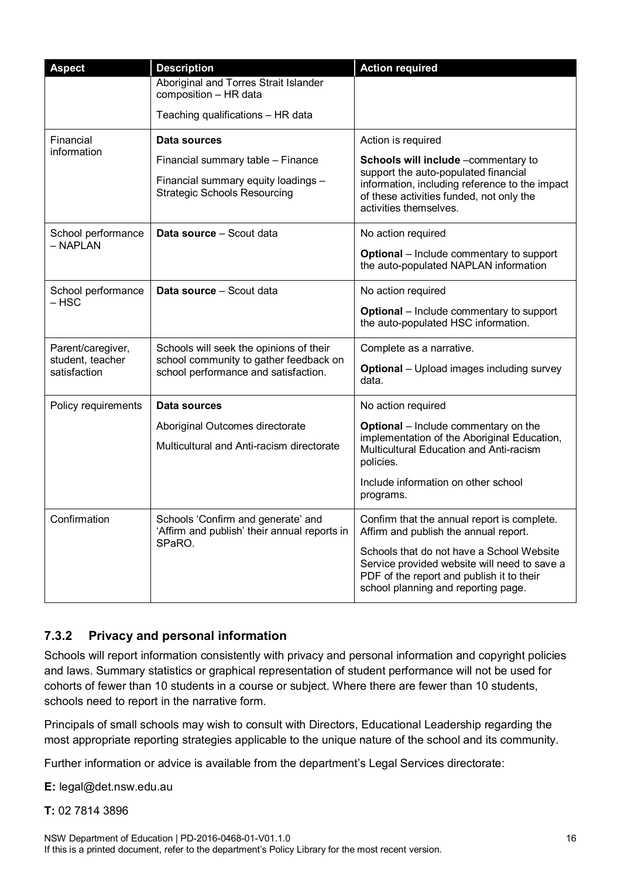| Aspect | Description | Action required |
|---|---|---|
| | Aboriginal and Torres Strait Islander composition – HR data<br><br>Teaching qualifications – HR data | |
| Financial information | **Data sources**<br><br>Financial summary table – Finance<br><br>Financial summary equity loadings – Strategic Schools Resourcing | Action is required<br><br>**Schools will include** –commentary to support the auto-populated financial information, including reference to the impact of these activities funded, not only the activities themselves. |
| School performance – NAPLAN | **Data source** – Scout data | No action required<br><br>**Optional** – Include commentary to support the auto-populated NAPLAN information |
| School performance – HSC | **Data source** – Scout data | No action required<br><br>**Optional** – Include commentary to support the auto-populated HSC information. |
| Parent/caregiver, student, teacher satisfaction | Schools will seek the opinions of their school community to gather feedback on school performance and satisfaction. | Complete as a narrative.<br><br>**Optional** – Upload images including survey data. |
| Policy requirements | **Data sources**<br><br>Aboriginal Outcomes directorate<br><br>Multicultural and Anti-racism directorate | No action required<br><br>**Optional** – Include commentary on the implementation of the Aboriginal Education, Multicultural Education and Anti-racism policies.<br><br>Include information on other school programs. |
| Confirmation | Schools 'Confirm and generate' and 'Affirm and publish' their annual reports in SPaRO. | Confirm that the annual report is complete. Affirm and publish the annual report.<br><br>Schools that do not have a School Website Service provided website will need to save a PDF of the report and publish it to their school planning and reporting page. |

### 7.3.2 Privacy and personal information

Schools will report information consistently with privacy and personal information and copyright policies and laws. Summary statistics or graphical representation of student performance will not be used for cohorts of fewer than 10 students in a course or subject. Where there are fewer than 10 students, schools need to report in the narrative form.

Principals of small schools may wish to consult with Directors, Educational Leadership regarding the most appropriate reporting strategies applicable to the unique nature of the school and its community.

Further information or advice is available from the department's Legal Services directorate:

**E:** legal@det.nsw.edu.au

**T:** 02 7814 3896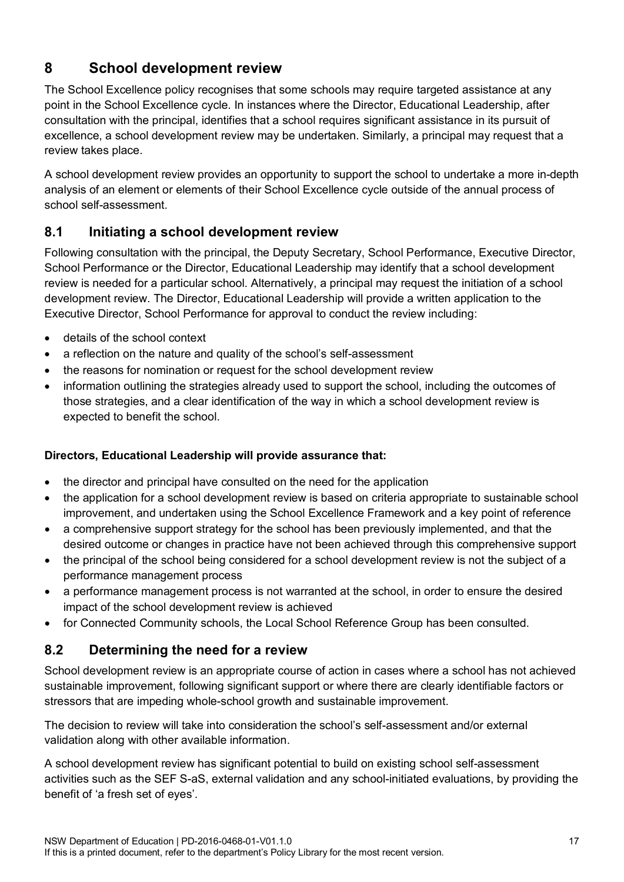## 8 School development review

The School Excellence policy recognises that some schools may require targeted assistance at any point in the School Excellence cycle. In instances where the Director, Educational Leadership, after consultation with the principal, identifies that a school requires significant assistance in its pursuit of excellence, a school development review may be undertaken. Similarly, a principal may request that a review takes place.

A school development review provides an opportunity to support the school to undertake a more in-depth analysis of an element or elements of their School Excellence cycle outside of the annual process of school self-assessment.

### 8.1 Initiating a school development review

Following consultation with the principal, the Deputy Secretary, School Performance, Executive Director, School Performance or the Director, Educational Leadership may identify that a school development review is needed for a particular school. Alternatively, a principal may request the initiation of a school development review. The Director, Educational Leadership will provide a written application to the Executive Director, School Performance for approval to conduct the review including:

- details of the school context
- a reflection on the nature and quality of the school's self-assessment
- the reasons for nomination or request for the school development review
- information outlining the strategies already used to support the school, including the outcomes of those strategies, and a clear identification of the way in which a school development review is expected to benefit the school.

**Directors, Educational Leadership will provide assurance that:**

- the director and principal have consulted on the need for the application
- the application for a school development review is based on criteria appropriate to sustainable school improvement, and undertaken using the School Excellence Framework and a key point of reference
- a comprehensive support strategy for the school has been previously implemented, and that the desired outcome or changes in practice have not been achieved through this comprehensive support
- the principal of the school being considered for a school development review is not the subject of a performance management process
- a performance management process is not warranted at the school, in order to ensure the desired impact of the school development review is achieved
- for Connected Community schools, the Local School Reference Group has been consulted.

### 8.2 Determining the need for a review

School development review is an appropriate course of action in cases where a school has not achieved sustainable improvement, following significant support or where there are clearly identifiable factors or stressors that are impeding whole-school growth and sustainable improvement.

The decision to review will take into consideration the school's self-assessment and/or external validation along with other available information.

A school development review has significant potential to build on existing school self-assessment activities such as the SEF S-aS, external validation and any school-initiated evaluations, by providing the benefit of 'a fresh set of eyes'.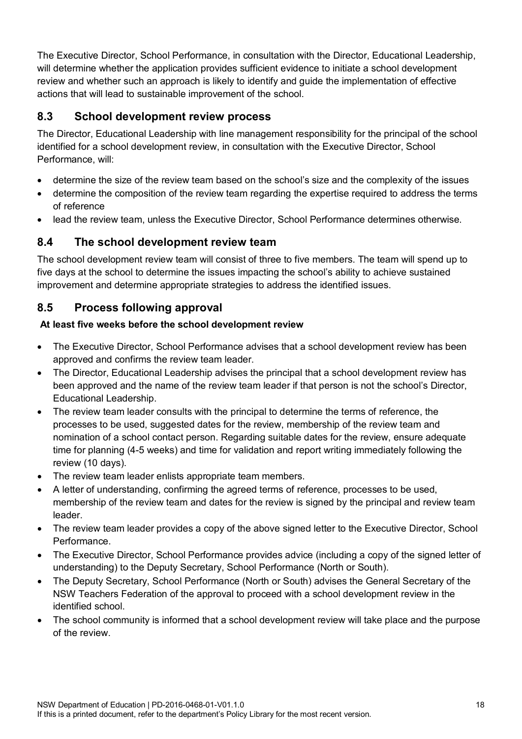The Executive Director, School Performance, in consultation with the Director, Educational Leadership, will determine whether the application provides sufficient evidence to initiate a school development review and whether such an approach is likely to identify and guide the implementation of effective actions that will lead to sustainable improvement of the school.

## 8.3 School development review process

The Director, Educational Leadership with line management responsibility for the principal of the school identified for a school development review, in consultation with the Executive Director, School Performance, will:

- determine the size of the review team based on the school's size and the complexity of the issues
- determine the composition of the review team regarding the expertise required to address the terms of reference
- lead the review team, unless the Executive Director, School Performance determines otherwise.

## 8.4 The school development review team

The school development review team will consist of three to five members. The team will spend up to five days at the school to determine the issues impacting the school's ability to achieve sustained improvement and determine appropriate strategies to address the identified issues.

## 8.5 Process following approval

**At least five weeks before the school development review**

- The Executive Director, School Performance advises that a school development review has been approved and confirms the review team leader.
- The Director, Educational Leadership advises the principal that a school development review has been approved and the name of the review team leader if that person is not the school's Director, Educational Leadership.
- The review team leader consults with the principal to determine the terms of reference, the processes to be used, suggested dates for the review, membership of the review team and nomination of a school contact person. Regarding suitable dates for the review, ensure adequate time for planning (4-5 weeks) and time for validation and report writing immediately following the review (10 days).
- The review team leader enlists appropriate team members.
- A letter of understanding, confirming the agreed terms of reference, processes to be used, membership of the review team and dates for the review is signed by the principal and review team leader.
- The review team leader provides a copy of the above signed letter to the Executive Director, School Performance.
- The Executive Director, School Performance provides advice (including a copy of the signed letter of understanding) to the Deputy Secretary, School Performance (North or South).
- The Deputy Secretary, School Performance (North or South) advises the General Secretary of the NSW Teachers Federation of the approval to proceed with a school development review in the identified school.
- The school community is informed that a school development review will take place and the purpose of the review.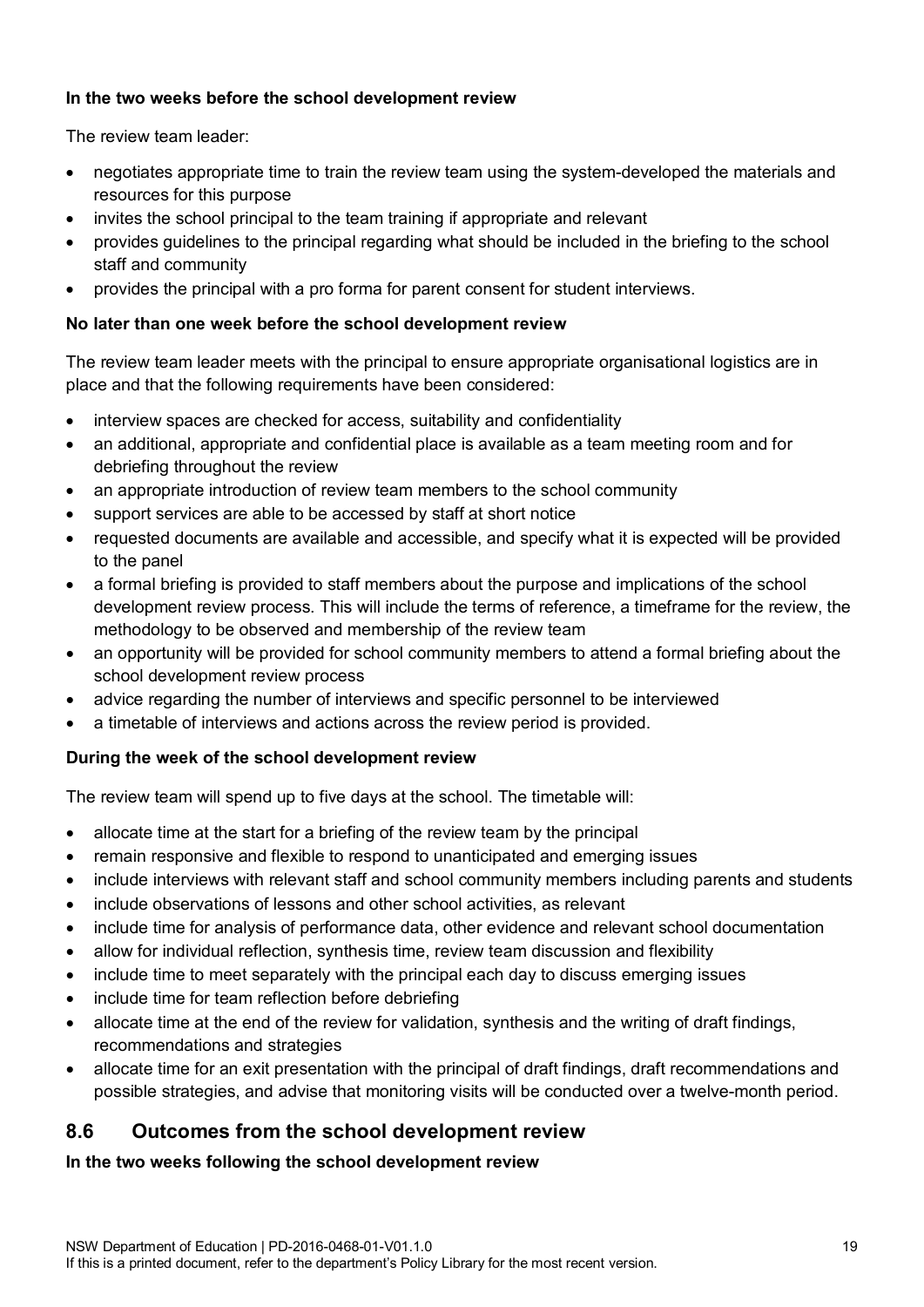**In the two weeks before the school development review**

The review team leader:

- negotiates appropriate time to train the review team using the system-developed the materials and resources for this purpose
- invites the school principal to the team training if appropriate and relevant
- provides guidelines to the principal regarding what should be included in the briefing to the school staff and community
- provides the principal with a pro forma for parent consent for student interviews.

**No later than one week before the school development review**

The review team leader meets with the principal to ensure appropriate organisational logistics are in place and that the following requirements have been considered:

- interview spaces are checked for access, suitability and confidentiality
- an additional, appropriate and confidential place is available as a team meeting room and for debriefing throughout the review
- an appropriate introduction of review team members to the school community
- support services are able to be accessed by staff at short notice
- requested documents are available and accessible, and specify what it is expected will be provided to the panel
- a formal briefing is provided to staff members about the purpose and implications of the school development review process. This will include the terms of reference, a timeframe for the review, the methodology to be observed and membership of the review team
- an opportunity will be provided for school community members to attend a formal briefing about the school development review process
- advice regarding the number of interviews and specific personnel to be interviewed
- a timetable of interviews and actions across the review period is provided.

**During the week of the school development review**

The review team will spend up to five days at the school. The timetable will:

- allocate time at the start for a briefing of the review team by the principal
- remain responsive and flexible to respond to unanticipated and emerging issues
- include interviews with relevant staff and school community members including parents and students
- include observations of lessons and other school activities, as relevant
- include time for analysis of performance data, other evidence and relevant school documentation
- allow for individual reflection, synthesis time, review team discussion and flexibility
- include time to meet separately with the principal each day to discuss emerging issues
- include time for team reflection before debriefing
- allocate time at the end of the review for validation, synthesis and the writing of draft findings, recommendations and strategies
- allocate time for an exit presentation with the principal of draft findings, draft recommendations and possible strategies, and advise that monitoring visits will be conducted over a twelve-month period.

## 8.6 Outcomes from the school development review

**In the two weeks following the school development review**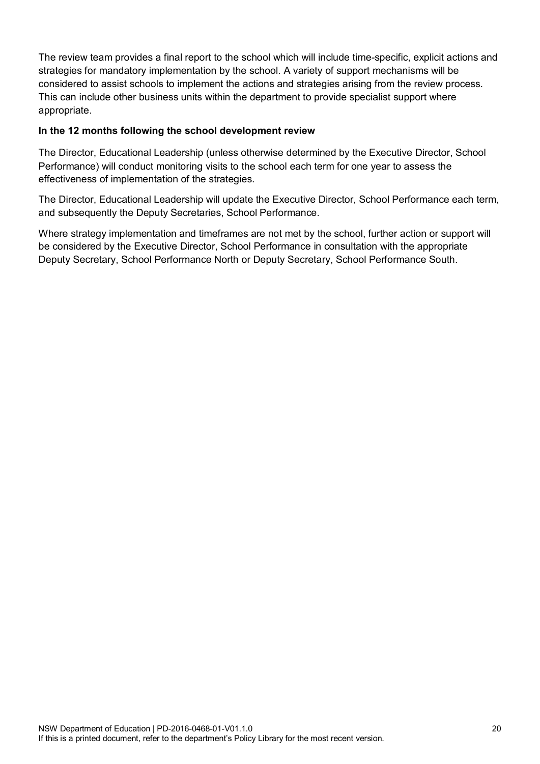The review team provides a final report to the school which will include time-specific, explicit actions and strategies for mandatory implementation by the school. A variety of support mechanisms will be considered to assist schools to implement the actions and strategies arising from the review process. This can include other business units within the department to provide specialist support where appropriate.

**In the 12 months following the school development review**

The Director, Educational Leadership (unless otherwise determined by the Executive Director, School Performance) will conduct monitoring visits to the school each term for one year to assess the effectiveness of implementation of the strategies.

The Director, Educational Leadership will update the Executive Director, School Performance each term, and subsequently the Deputy Secretaries, School Performance.

Where strategy implementation and timeframes are not met by the school, further action or support will be considered by the Executive Director, School Performance in consultation with the appropriate Deputy Secretary, School Performance North or Deputy Secretary, School Performance South.